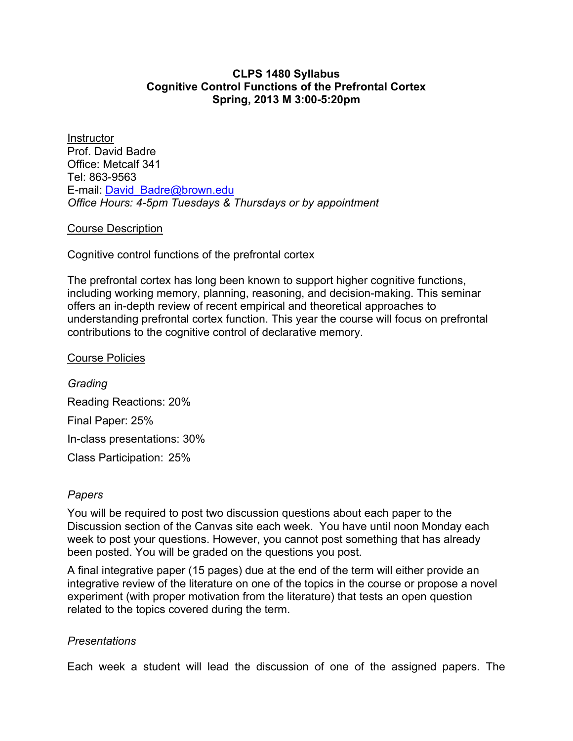**CLPS 1480 Syllabus**
**Cognitive Control Functions of the Prefrontal Cortex**
**Spring, 2013 M 3:00-5:20pm**

## Instructor

Prof. David Badre
Office: Metcalf 341
Tel: 863-9563
E-mail: David_Badre@brown.edu
*Office Hours: 4-5pm Tuesdays & Thursdays or by appointment*

## Course Description

Cognitive control functions of the prefrontal cortex

The prefrontal cortex has long been known to support higher cognitive functions, including working memory, planning, reasoning, and decision-making. This seminar offers an in-depth review of recent empirical and theoretical approaches to understanding prefrontal cortex function. This year the course will focus on prefrontal contributions to the cognitive control of declarative memory.

## Course Policies

### *Grading*

Reading Reactions: 20%

Final Paper: 25%

In-class presentations: 30%

Class Participation: 25%

### *Papers*

You will be required to post two discussion questions about each paper to the Discussion section of the Canvas site each week. You have until noon Monday each week to post your questions. However, you cannot post something that has already been posted. You will be graded on the questions you post.

A final integrative paper (15 pages) due at the end of the term will either provide an integrative review of the literature on one of the topics in the course or propose a novel experiment (with proper motivation from the literature) that tests an open question related to the topics covered during the term.

### *Presentations*

Each week a student will lead the discussion of one of the assigned papers. The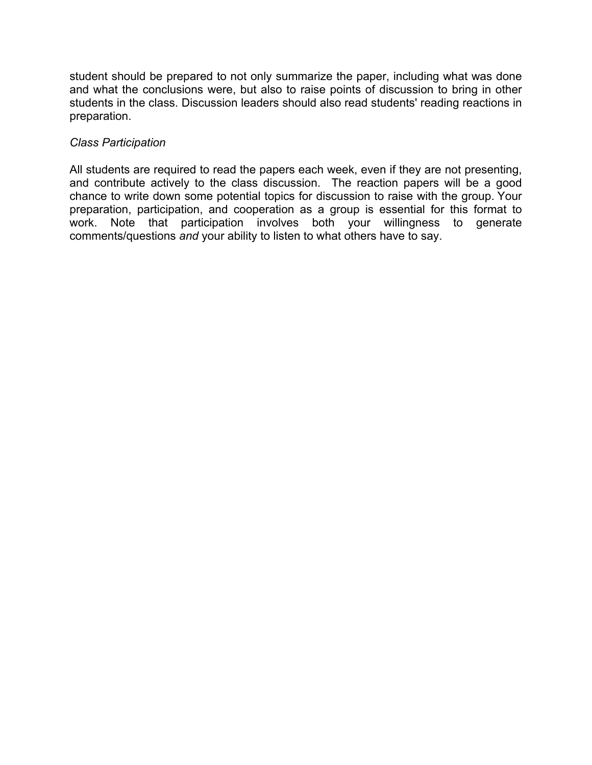student should be prepared to not only summarize the paper, including what was done and what the conclusions were, but also to raise points of discussion to bring in other students in the class. Discussion leaders should also read students' reading reactions in preparation.

*Class Participation*

All students are required to read the papers each week, even if they are not presenting, and contribute actively to the class discussion. The reaction papers will be a good chance to write down some potential topics for discussion to raise with the group. Your preparation, participation, and cooperation as a group is essential for this format to work. Note that participation involves both your willingness to generate comments/questions *and* your ability to listen to what others have to say.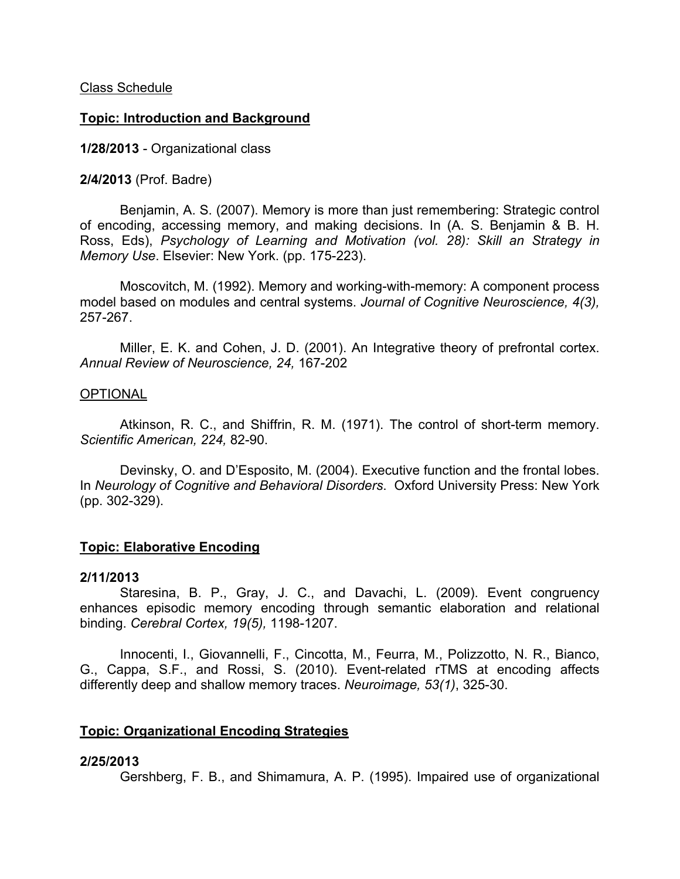Class Schedule

**Topic: Introduction and Background**

**1/28/2013** - Organizational class

**2/4/2013** (Prof. Badre)

Benjamin, A. S. (2007). Memory is more than just remembering: Strategic control of encoding, accessing memory, and making decisions. In (A. S. Benjamin & B. H. Ross, Eds), *Psychology of Learning and Motivation (vol. 28): Skill an Strategy in Memory Use*. Elsevier: New York. (pp. 175-223).

Moscovitch, M. (1992). Memory and working-with-memory: A component process model based on modules and central systems. *Journal of Cognitive Neuroscience, 4(3),* 257-267.

Miller, E. K. and Cohen, J. D. (2001). An Integrative theory of prefrontal cortex. *Annual Review of Neuroscience, 24,* 167-202

OPTIONAL

Atkinson, R. C., and Shiffrin, R. M. (1971). The control of short-term memory. *Scientific American, 224,* 82-90.

Devinsky, O. and D'Esposito, M. (2004). Executive function and the frontal lobes. In *Neurology of Cognitive and Behavioral Disorders*. Oxford University Press: New York (pp. 302-329).

**Topic: Elaborative Encoding**

**2/11/2013**

Staresina, B. P., Gray, J. C., and Davachi, L. (2009). Event congruency enhances episodic memory encoding through semantic elaboration and relational binding. *Cerebral Cortex, 19(5),* 1198-1207.

Innocenti, I., Giovannelli, F., Cincotta, M., Feurra, M., Polizzotto, N. R., Bianco, G., Cappa, S.F., and Rossi, S. (2010). Event-related rTMS at encoding affects differently deep and shallow memory traces. *Neuroimage, 53(1)*, 325-30.

**Topic: Organizational Encoding Strategies**

**2/25/2013**

Gershberg, F. B., and Shimamura, A. P. (1995). Impaired use of organizational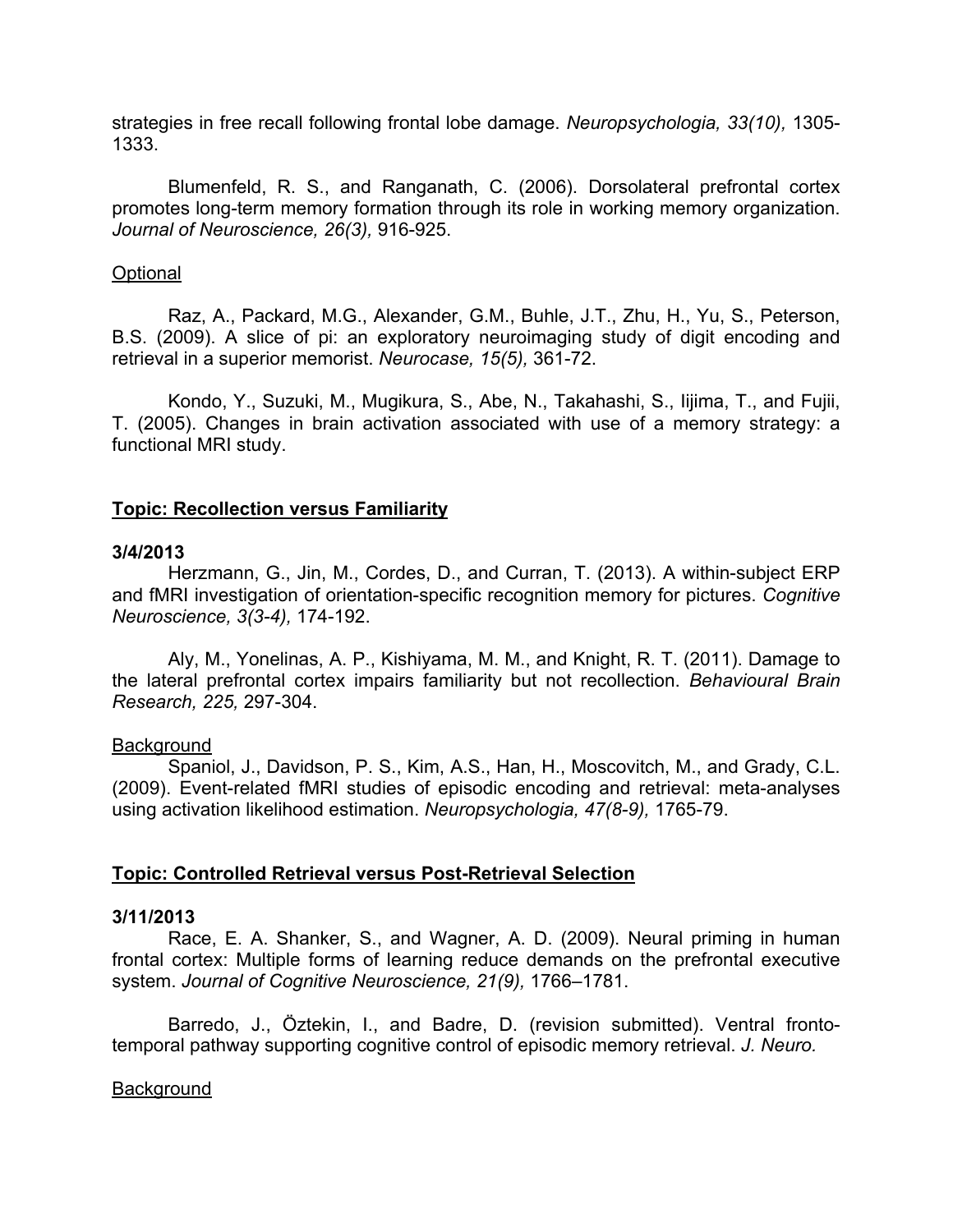strategies in free recall following frontal lobe damage. *Neuropsychologia, 33(10),* 1305-1333.

Blumenfeld, R. S., and Ranganath, C. (2006). Dorsolateral prefrontal cortex promotes long-term memory formation through its role in working memory organization. *Journal of Neuroscience, 26(3),* 916-925.

Optional

Raz, A., Packard, M.G., Alexander, G.M., Buhle, J.T., Zhu, H., Yu, S., Peterson, B.S. (2009). A slice of pi: an exploratory neuroimaging study of digit encoding and retrieval in a superior memorist. *Neurocase, 15(5),* 361-72.

Kondo, Y., Suzuki, M., Mugikura, S., Abe, N., Takahashi, S., Iijima, T., and Fujii, T. (2005). Changes in brain activation associated with use of a memory strategy: a functional MRI study.

## **Topic: Recollection versus Familiarity**

**3/4/2013**

Herzmann, G., Jin, M., Cordes, D., and Curran, T. (2013). A within-subject ERP and fMRI investigation of orientation-specific recognition memory for pictures. *Cognitive Neuroscience, 3(3-4),* 174-192.

Aly, M., Yonelinas, A. P., Kishiyama, M. M., and Knight, R. T. (2011). Damage to the lateral prefrontal cortex impairs familiarity but not recollection. *Behavioural Brain Research, 225,* 297-304.

Background

Spaniol, J., Davidson, P. S., Kim, A.S., Han, H., Moscovitch, M., and Grady, C.L. (2009). Event-related fMRI studies of episodic encoding and retrieval: meta-analyses using activation likelihood estimation. *Neuropsychologia, 47(8-9),* 1765-79.

## **Topic: Controlled Retrieval versus Post-Retrieval Selection**

**3/11/2013**

Race, E. A. Shanker, S., and Wagner, A. D. (2009). Neural priming in human frontal cortex: Multiple forms of learning reduce demands on the prefrontal executive system. *Journal of Cognitive Neuroscience, 21(9),* 1766–1781.

Barredo, J., Öztekin, I., and Badre, D. (revision submitted). Ventral fronto-temporal pathway supporting cognitive control of episodic memory retrieval. *J. Neuro.*

Background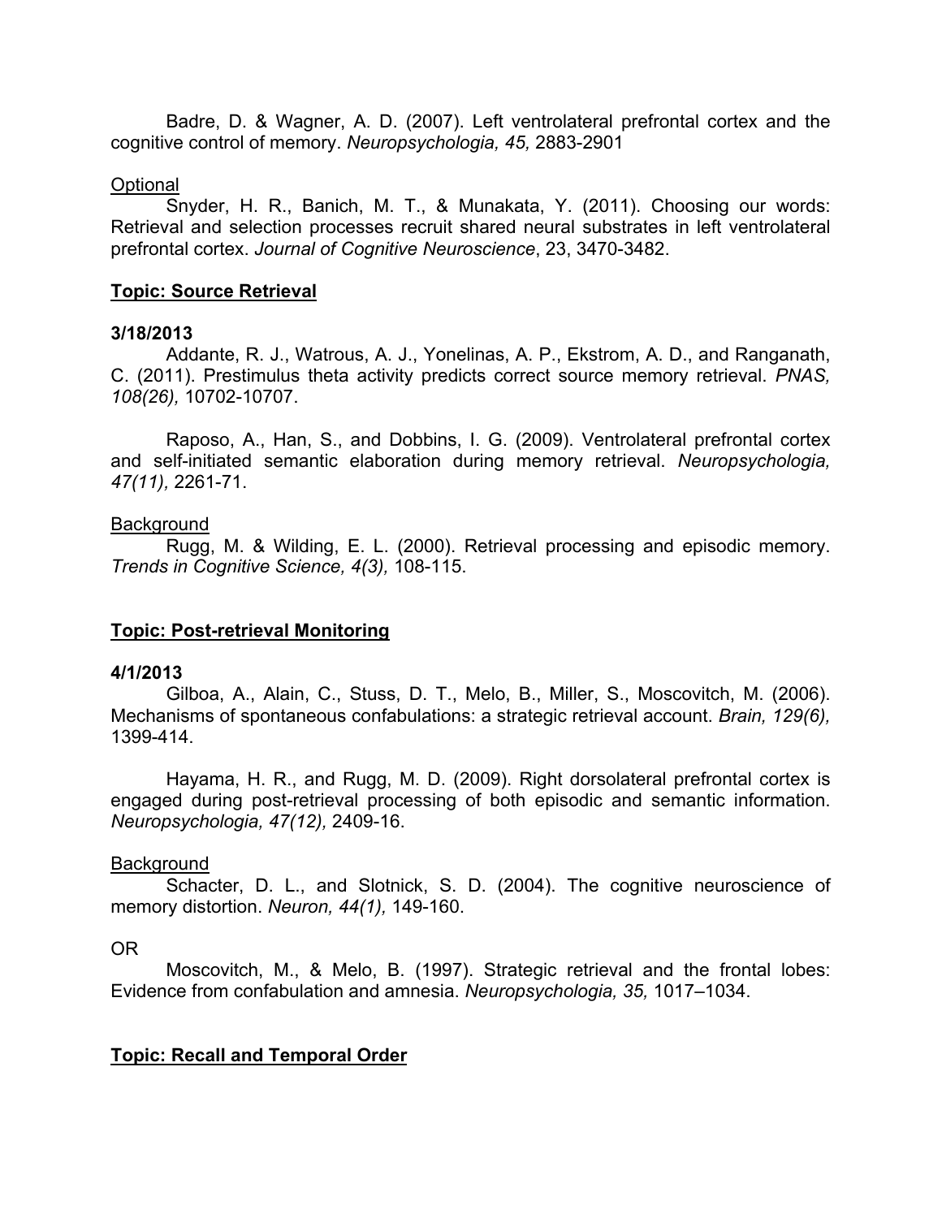Badre, D. & Wagner, A. D. (2007). Left ventrolateral prefrontal cortex and the cognitive control of memory. *Neuropsychologia, 45,* 2883-2901

Optional

Snyder, H. R., Banich, M. T., & Munakata, Y. (2011). Choosing our words: Retrieval and selection processes recruit shared neural substrates in left ventrolateral prefrontal cortex. *Journal of Cognitive Neuroscience*, 23, 3470-3482.

## Topic: Source Retrieval

**3/18/2013**

Addante, R. J., Watrous, A. J., Yonelinas, A. P., Ekstrom, A. D., and Ranganath, C. (2011). Prestimulus theta activity predicts correct source memory retrieval. *PNAS, 108(26),* 10702-10707.

Raposo, A., Han, S., and Dobbins, I. G. (2009). Ventrolateral prefrontal cortex and self-initiated semantic elaboration during memory retrieval. *Neuropsychologia, 47(11),* 2261-71.

Background

Rugg, M. & Wilding, E. L. (2000). Retrieval processing and episodic memory. *Trends in Cognitive Science, 4(3),* 108-115.

## Topic: Post-retrieval Monitoring

**4/1/2013**

Gilboa, A., Alain, C., Stuss, D. T., Melo, B., Miller, S., Moscovitch, M. (2006). Mechanisms of spontaneous confabulations: a strategic retrieval account. *Brain, 129(6),* 1399-414.

Hayama, H. R., and Rugg, M. D. (2009). Right dorsolateral prefrontal cortex is engaged during post-retrieval processing of both episodic and semantic information. *Neuropsychologia, 47(12),* 2409-16.

Background

Schacter, D. L., and Slotnick, S. D. (2004). The cognitive neuroscience of memory distortion. *Neuron, 44(1),* 149-160.

OR

Moscovitch, M., & Melo, B. (1997). Strategic retrieval and the frontal lobes: Evidence from confabulation and amnesia. *Neuropsychologia, 35,* 1017–1034.

## Topic: Recall and Temporal Order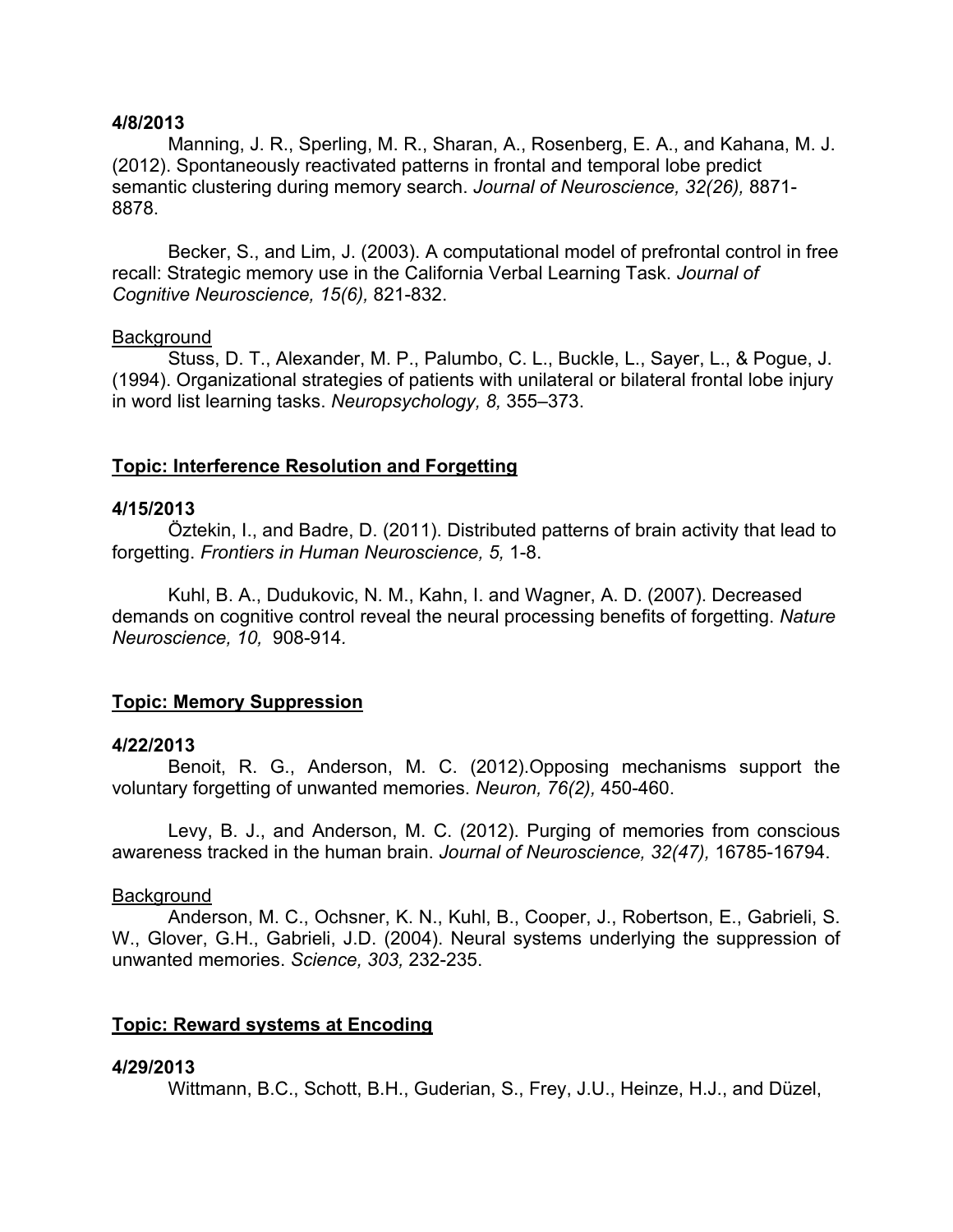**4/8/2013**

Manning, J. R., Sperling, M. R., Sharan, A., Rosenberg, E. A., and Kahana, M. J. (2012). Spontaneously reactivated patterns in frontal and temporal lobe predict semantic clustering during memory search. *Journal of Neuroscience, 32(26),* 8871-8878.

Becker, S., and Lim, J. (2003). A computational model of prefrontal control in free recall: Strategic memory use in the California Verbal Learning Task. *Journal of Cognitive Neuroscience, 15(6),* 821-832.

<u>Background</u>

Stuss, D. T., Alexander, M. P., Palumbo, C. L., Buckle, L., Sayer, L., & Pogue, J. (1994). Organizational strategies of patients with unilateral or bilateral frontal lobe injury in word list learning tasks. *Neuropsychology, 8,* 355–373.

## <u>Topic: Interference Resolution and Forgetting</u>

**4/15/2013**

Öztekin, I., and Badre, D. (2011). Distributed patterns of brain activity that lead to forgetting. *Frontiers in Human Neuroscience, 5,* 1-8.

Kuhl, B. A., Dudukovic, N. M., Kahn, I. and Wagner, A. D. (2007). Decreased demands on cognitive control reveal the neural processing benefits of forgetting. *Nature Neuroscience, 10,* 908-914.

## <u>Topic: Memory Suppression</u>

**4/22/2013**

Benoit, R. G., Anderson, M. C. (2012).Opposing mechanisms support the voluntary forgetting of unwanted memories. *Neuron, 76(2),* 450-460.

Levy, B. J., and Anderson, M. C. (2012). Purging of memories from conscious awareness tracked in the human brain. *Journal of Neuroscience, 32(47),* 16785-16794.

<u>Background</u>

Anderson, M. C., Ochsner, K. N., Kuhl, B., Cooper, J., Robertson, E., Gabrieli, S. W., Glover, G.H., Gabrieli, J.D. (2004). Neural systems underlying the suppression of unwanted memories. *Science, 303,* 232-235.

## <u>Topic: Reward systems at Encoding</u>

**4/29/2013**

Wittmann, B.C., Schott, B.H., Guderian, S., Frey, J.U., Heinze, H.J., and Düzel,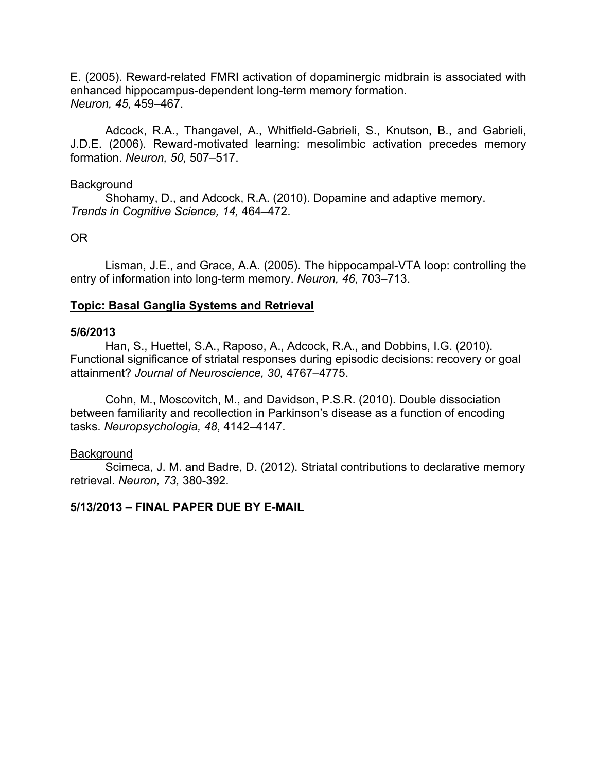E. (2005). Reward-related FMRI activation of dopaminergic midbrain is associated with enhanced hippocampus-dependent long-term memory formation. *Neuron, 45,* 459–467.

Adcock, R.A., Thangavel, A., Whitfield-Gabrieli, S., Knutson, B., and Gabrieli, J.D.E. (2006). Reward-motivated learning: mesolimbic activation precedes memory formation. *Neuron, 50,* 507–517.

<u>Background</u>

Shohamy, D., and Adcock, R.A. (2010). Dopamine and adaptive memory. *Trends in Cognitive Science, 14,* 464–472.

OR

Lisman, J.E., and Grace, A.A. (2005). The hippocampal-VTA loop: controlling the entry of information into long-term memory. *Neuron, 46*, 703–713.

## <u>Topic: Basal Ganglia Systems and Retrieval</u>

**5/6/2013**

Han, S., Huettel, S.A., Raposo, A., Adcock, R.A., and Dobbins, I.G. (2010). Functional significance of striatal responses during episodic decisions: recovery or goal attainment? *Journal of Neuroscience, 30,* 4767–4775.

Cohn, M., Moscovitch, M., and Davidson, P.S.R. (2010). Double dissociation between familiarity and recollection in Parkinson's disease as a function of encoding tasks. *Neuropsychologia, 48*, 4142–4147.

<u>Background</u>

Scimeca, J. M. and Badre, D. (2012). Striatal contributions to declarative memory retrieval. *Neuron, 73,* 380-392.

**5/13/2013 – FINAL PAPER DUE BY E-MAIL**